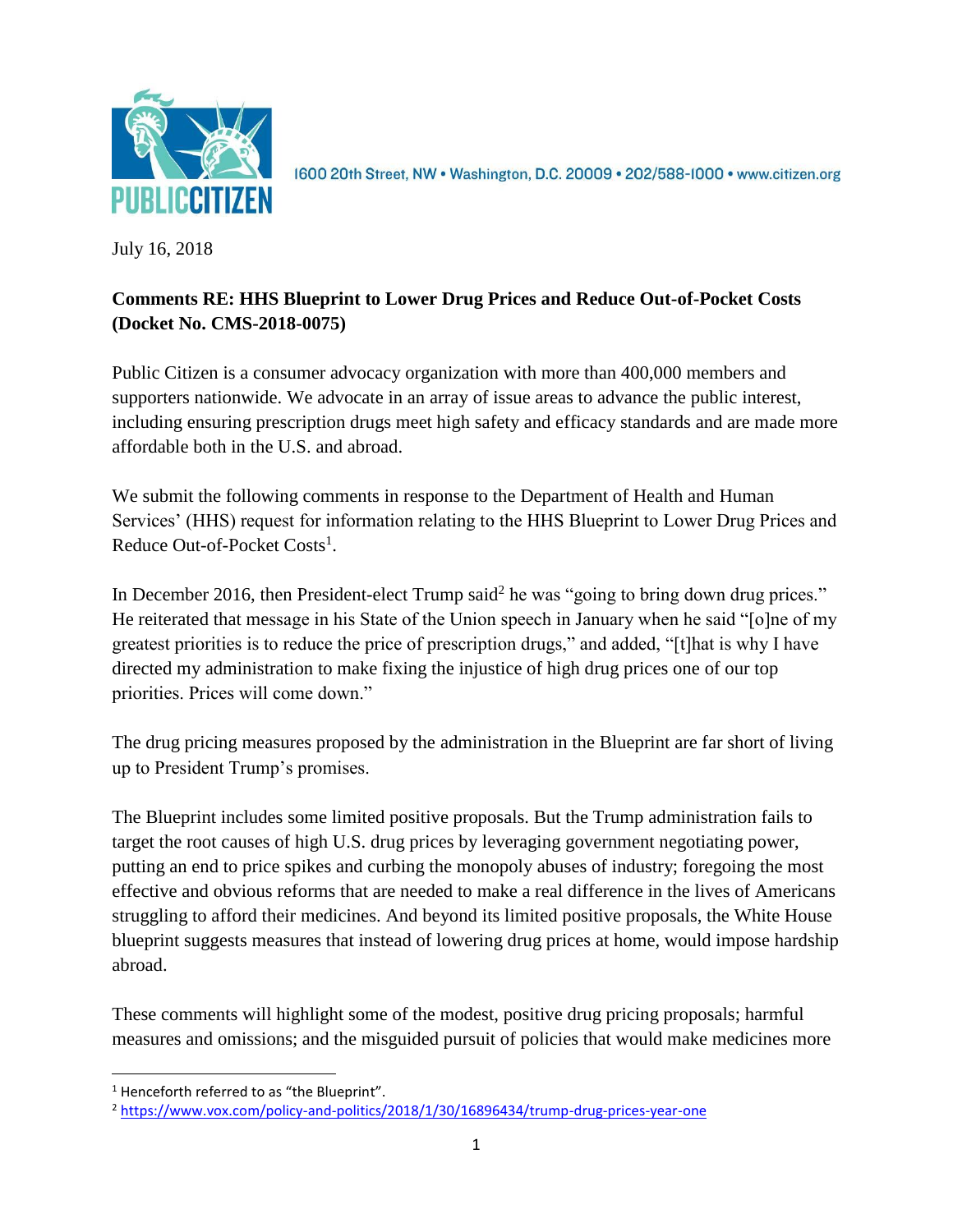PUBLIC CITIZEN

1600 20th Street, NW • Washington, D.C. 20009 • 202/588-1000 • www.citizen.org

July 16, 2018

**Comments RE: HHS Blueprint to Lower Drug Prices and Reduce Out-of-Pocket Costs (Docket No. CMS-2018-0075)**

Public Citizen is a consumer advocacy organization with more than 400,000 members and supporters nationwide. We advocate in an array of issue areas to advance the public interest, including ensuring prescription drugs meet high safety and efficacy standards and are made more affordable both in the U.S. and abroad.

We submit the following comments in response to the Department of Health and Human Services' (HHS) request for information relating to the HHS Blueprint to Lower Drug Prices and Reduce Out-of-Pocket Costs[1].

In December 2016, then President-elect Trump said[2] he was "going to bring down drug prices." He reiterated that message in his State of the Union speech in January when he said "[o]ne of my greatest priorities is to reduce the price of prescription drugs," and added, "[t]hat is why I have directed my administration to make fixing the injustice of high drug prices one of our top priorities. Prices will come down."

The drug pricing measures proposed by the administration in the Blueprint are far short of living up to President Trump's promises.

The Blueprint includes some limited positive proposals. But the Trump administration fails to target the root causes of high U.S. drug prices by leveraging government negotiating power, putting an end to price spikes and curbing the monopoly abuses of industry; foregoing the most effective and obvious reforms that are needed to make a real difference in the lives of Americans struggling to afford their medicines. And beyond its limited positive proposals, the White House blueprint suggests measures that instead of lowering drug prices at home, would impose hardship abroad.

These comments will highlight some of the modest, positive drug pricing proposals; harmful measures and omissions; and the misguided pursuit of policies that would make medicines more

---

[1] Henceforth referred to as "the Blueprint".

[2] https://www.vox.com/policy-and-politics/2018/1/30/16896434/trump-drug-prices-year-one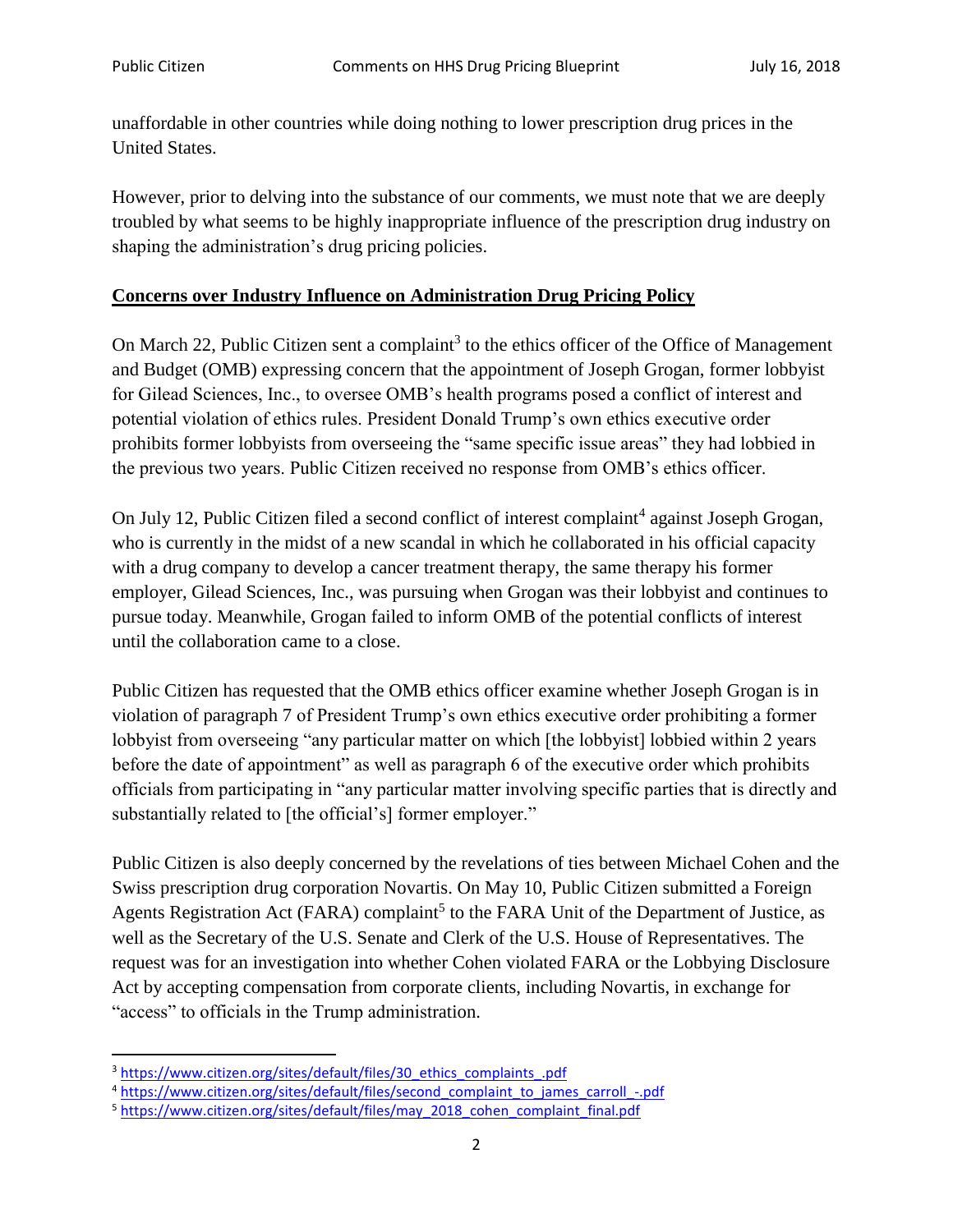unaffordable in other countries while doing nothing to lower prescription drug prices in the United States.

However, prior to delving into the substance of our comments, we must note that we are deeply troubled by what seems to be highly inappropriate influence of the prescription drug industry on shaping the administration's drug pricing policies.

**Concerns over Industry Influence on Administration Drug Pricing Policy**

On March 22, Public Citizen sent a complaint[3] to the ethics officer of the Office of Management and Budget (OMB) expressing concern that the appointment of Joseph Grogan, former lobbyist for Gilead Sciences, Inc., to oversee OMB's health programs posed a conflict of interest and potential violation of ethics rules. President Donald Trump's own ethics executive order prohibits former lobbyists from overseeing the "same specific issue areas" they had lobbied in the previous two years. Public Citizen received no response from OMB's ethics officer.

On July 12, Public Citizen filed a second conflict of interest complaint[4] against Joseph Grogan, who is currently in the midst of a new scandal in which he collaborated in his official capacity with a drug company to develop a cancer treatment therapy, the same therapy his former employer, Gilead Sciences, Inc., was pursuing when Grogan was their lobbyist and continues to pursue today. Meanwhile, Grogan failed to inform OMB of the potential conflicts of interest until the collaboration came to a close.

Public Citizen has requested that the OMB ethics officer examine whether Joseph Grogan is in violation of paragraph 7 of President Trump's own ethics executive order prohibiting a former lobbyist from overseeing "any particular matter on which [the lobbyist] lobbied within 2 years before the date of appointment" as well as paragraph 6 of the executive order which prohibits officials from participating in "any particular matter involving specific parties that is directly and substantially related to [the official's] former employer."

Public Citizen is also deeply concerned by the revelations of ties between Michael Cohen and the Swiss prescription drug corporation Novartis. On May 10, Public Citizen submitted a Foreign Agents Registration Act (FARA) complaint[5] to the FARA Unit of the Department of Justice, as well as the Secretary of the U.S. Senate and Clerk of the U.S. House of Representatives. The request was for an investigation into whether Cohen violated FARA or the Lobbying Disclosure Act by accepting compensation from corporate clients, including Novartis, in exchange for "access" to officials in the Trump administration.

---

[3] https://www.citizen.org/sites/default/files/30_ethics_complaints_.pdf

[4] https://www.citizen.org/sites/default/files/second_complaint_to_james_carroll_-.pdf

[5] https://www.citizen.org/sites/default/files/may_2018_cohen_complaint_final.pdf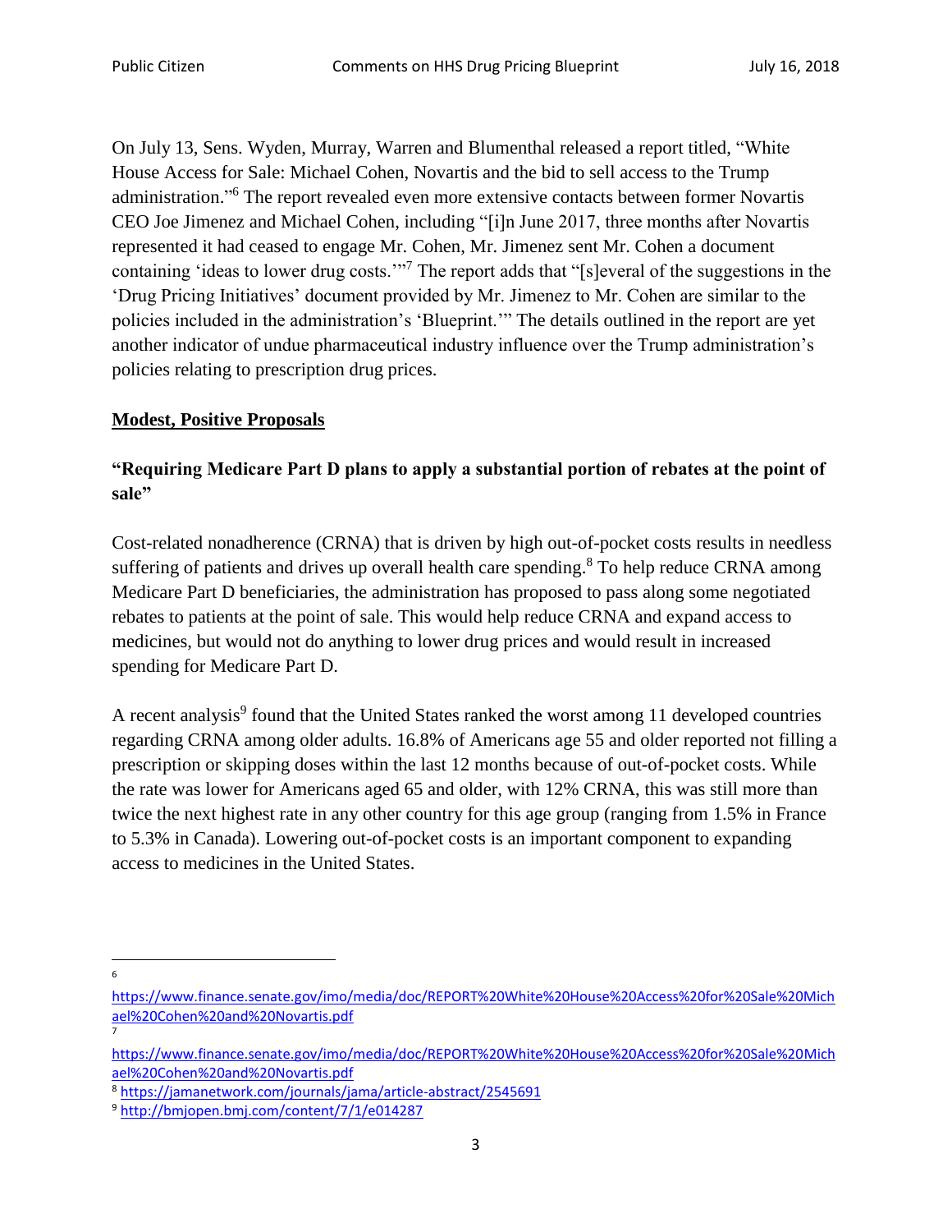On July 13, Sens. Wyden, Murray, Warren and Blumenthal released a report titled, "White House Access for Sale: Michael Cohen, Novartis and the bid to sell access to the Trump administration."[6] The report revealed even more extensive contacts between former Novartis CEO Joe Jimenez and Michael Cohen, including "[i]n June 2017, three months after Novartis represented it had ceased to engage Mr. Cohen, Mr. Jimenez sent Mr. Cohen a document containing 'ideas to lower drug costs.'"[7] The report adds that "[s]everal of the suggestions in the 'Drug Pricing Initiatives' document provided by Mr. Jimenez to Mr. Cohen are similar to the policies included in the administration's 'Blueprint.'" The details outlined in the report are yet another indicator of undue pharmaceutical industry influence over the Trump administration's policies relating to prescription drug prices.

## Modest, Positive Proposals

### "Requiring Medicare Part D plans to apply a substantial portion of rebates at the point of sale"

Cost-related nonadherence (CRNA) that is driven by high out-of-pocket costs results in needless suffering of patients and drives up overall health care spending.[8] To help reduce CRNA among Medicare Part D beneficiaries, the administration has proposed to pass along some negotiated rebates to patients at the point of sale. This would help reduce CRNA and expand access to medicines, but would not do anything to lower drug prices and would result in increased spending for Medicare Part D.

A recent analysis[9] found that the United States ranked the worst among 11 developed countries regarding CRNA among older adults. 16.8% of Americans age 55 and older reported not filling a prescription or skipping doses within the last 12 months because of out-of-pocket costs. While the rate was lower for Americans aged 65 and older, with 12% CRNA, this was still more than twice the next highest rate in any other country for this age group (ranging from 1.5% in France to 5.3% in Canada). Lowering out-of-pocket costs is an important component to expanding access to medicines in the United States.

---

[6] https://www.finance.senate.gov/imo/media/doc/REPORT%20White%20House%20Access%20for%20Sale%20Michael%20Cohen%20and%20Novartis.pdf

[7] https://www.finance.senate.gov/imo/media/doc/REPORT%20White%20House%20Access%20for%20Sale%20Michael%20Cohen%20and%20Novartis.pdf

[8] https://jamanetwork.com/journals/jama/article-abstract/2545691

[9] http://bmjopen.bmj.com/content/7/1/e014287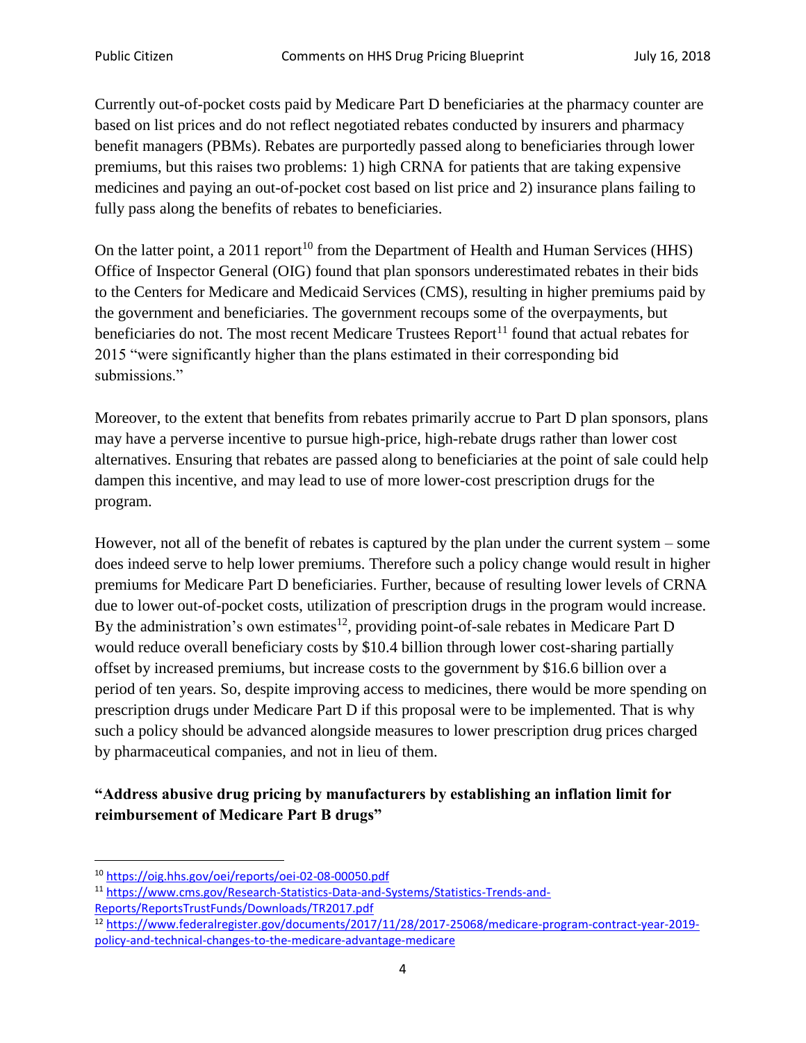Currently out-of-pocket costs paid by Medicare Part D beneficiaries at the pharmacy counter are based on list prices and do not reflect negotiated rebates conducted by insurers and pharmacy benefit managers (PBMs). Rebates are purportedly passed along to beneficiaries through lower premiums, but this raises two problems: 1) high CRNA for patients that are taking expensive medicines and paying an out-of-pocket cost based on list price and 2) insurance plans failing to fully pass along the benefits of rebates to beneficiaries.

On the latter point, a 2011 report[10] from the Department of Health and Human Services (HHS) Office of Inspector General (OIG) found that plan sponsors underestimated rebates in their bids to the Centers for Medicare and Medicaid Services (CMS), resulting in higher premiums paid by the government and beneficiaries. The government recoups some of the overpayments, but beneficiaries do not. The most recent Medicare Trustees Report[11] found that actual rebates for 2015 "were significantly higher than the plans estimated in their corresponding bid submissions."

Moreover, to the extent that benefits from rebates primarily accrue to Part D plan sponsors, plans may have a perverse incentive to pursue high-price, high-rebate drugs rather than lower cost alternatives. Ensuring that rebates are passed along to beneficiaries at the point of sale could help dampen this incentive, and may lead to use of more lower-cost prescription drugs for the program.

However, not all of the benefit of rebates is captured by the plan under the current system – some does indeed serve to help lower premiums. Therefore such a policy change would result in higher premiums for Medicare Part D beneficiaries. Further, because of resulting lower levels of CRNA due to lower out-of-pocket costs, utilization of prescription drugs in the program would increase. By the administration's own estimates[12], providing point-of-sale rebates in Medicare Part D would reduce overall beneficiary costs by $10.4 billion through lower cost-sharing partially offset by increased premiums, but increase costs to the government by $16.6 billion over a period of ten years. So, despite improving access to medicines, there would be more spending on prescription drugs under Medicare Part D if this proposal were to be implemented. That is why such a policy should be advanced alongside measures to lower prescription drug prices charged by pharmaceutical companies, and not in lieu of them.

**"Address abusive drug pricing by manufacturers by establishing an inflation limit for reimbursement of Medicare Part B drugs"**

---

[10] https://oig.hhs.gov/oei/reports/oei-02-08-00050.pdf

[11] https://www.cms.gov/Research-Statistics-Data-and-Systems/Statistics-Trends-and-Reports/ReportsTrustFunds/Downloads/TR2017.pdf

[12] https://www.federalregister.gov/documents/2017/11/28/2017-25068/medicare-program-contract-year-2019-policy-and-technical-changes-to-the-medicare-advantage-medicare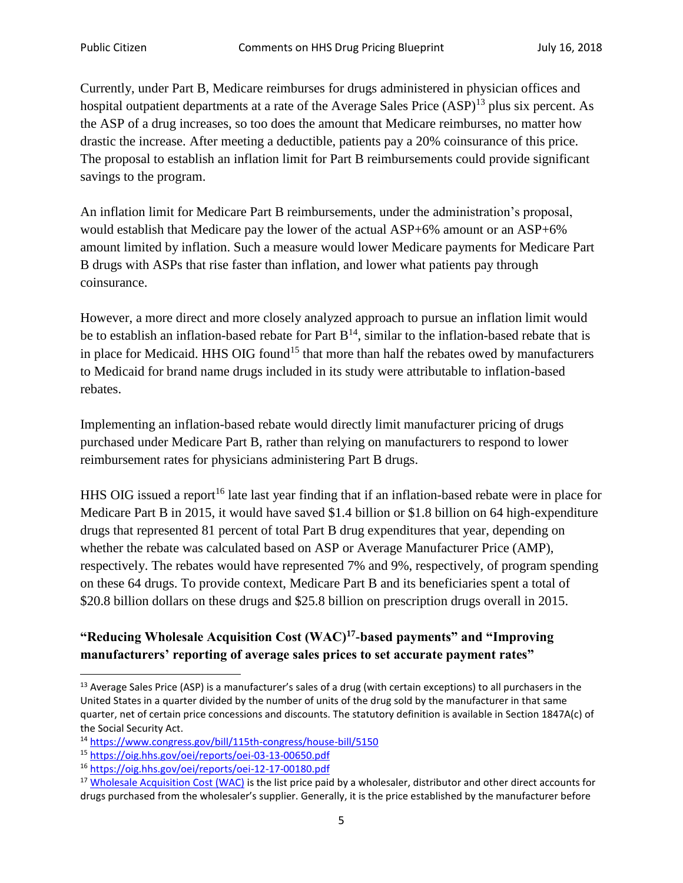Currently, under Part B, Medicare reimburses for drugs administered in physician offices and hospital outpatient departments at a rate of the Average Sales Price (ASP)[13] plus six percent. As the ASP of a drug increases, so too does the amount that Medicare reimburses, no matter how drastic the increase. After meeting a deductible, patients pay a 20% coinsurance of this price. The proposal to establish an inflation limit for Part B reimbursements could provide significant savings to the program.

An inflation limit for Medicare Part B reimbursements, under the administration's proposal, would establish that Medicare pay the lower of the actual ASP+6% amount or an ASP+6% amount limited by inflation. Such a measure would lower Medicare payments for Medicare Part B drugs with ASPs that rise faster than inflation, and lower what patients pay through coinsurance.

However, a more direct and more closely analyzed approach to pursue an inflation limit would be to establish an inflation-based rebate for Part B[14], similar to the inflation-based rebate that is in place for Medicaid. HHS OIG found[15] that more than half the rebates owed by manufacturers to Medicaid for brand name drugs included in its study were attributable to inflation-based rebates.

Implementing an inflation-based rebate would directly limit manufacturer pricing of drugs purchased under Medicare Part B, rather than relying on manufacturers to respond to lower reimbursement rates for physicians administering Part B drugs.

HHS OIG issued a report[16] late last year finding that if an inflation-based rebate were in place for Medicare Part B in 2015, it would have saved $1.4 billion or $1.8 billion on 64 high-expenditure drugs that represented 81 percent of total Part B drug expenditures that year, depending on whether the rebate was calculated based on ASP or Average Manufacturer Price (AMP), respectively. The rebates would have represented 7% and 9%, respectively, of program spending on these 64 drugs. To provide context, Medicare Part B and its beneficiaries spent a total of $20.8 billion dollars on these drugs and $25.8 billion on prescription drugs overall in 2015.

### "Reducing Wholesale Acquisition Cost (WAC)[17]-based payments" and "Improving manufacturers' reporting of average sales prices to set accurate payment rates"

---

[13] Average Sales Price (ASP) is a manufacturer's sales of a drug (with certain exceptions) to all purchasers in the United States in a quarter divided by the number of units of the drug sold by the manufacturer in that same quarter, net of certain price concessions and discounts. The statutory definition is available in Section 1847A(c) of the Social Security Act.

[14] https://www.congress.gov/bill/115th-congress/house-bill/5150

[15] https://oig.hhs.gov/oei/reports/oei-03-13-00650.pdf

[16] https://oig.hhs.gov/oei/reports/oei-12-17-00180.pdf

[17] Wholesale Acquisition Cost (WAC) is the list price paid by a wholesaler, distributor and other direct accounts for drugs purchased from the wholesaler's supplier. Generally, it is the price established by the manufacturer before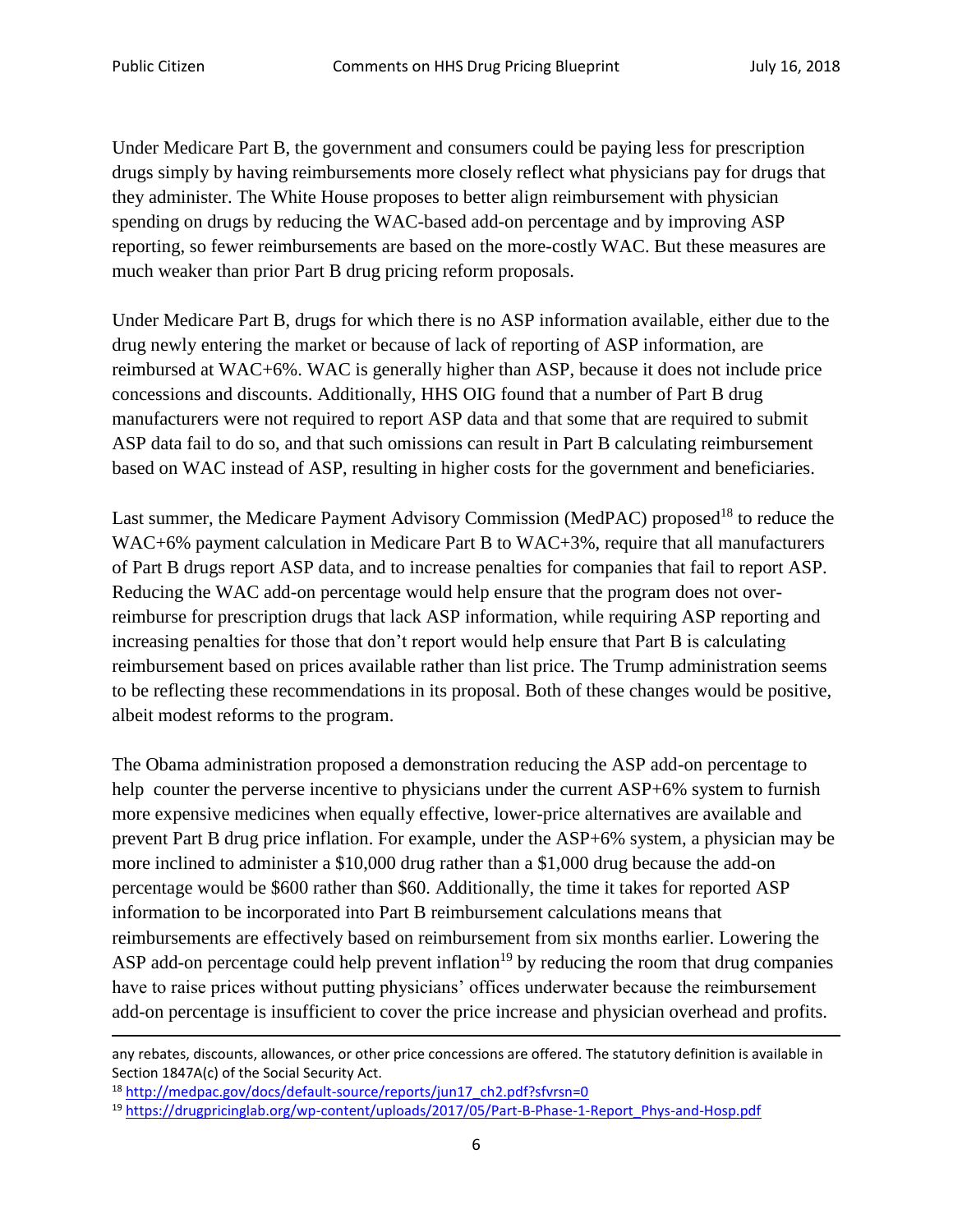Under Medicare Part B, the government and consumers could be paying less for prescription drugs simply by having reimbursements more closely reflect what physicians pay for drugs that they administer. The White House proposes to better align reimbursement with physician spending on drugs by reducing the WAC-based add-on percentage and by improving ASP reporting, so fewer reimbursements are based on the more-costly WAC. But these measures are much weaker than prior Part B drug pricing reform proposals.

Under Medicare Part B, drugs for which there is no ASP information available, either due to the drug newly entering the market or because of lack of reporting of ASP information, are reimbursed at WAC+6%. WAC is generally higher than ASP, because it does not include price concessions and discounts. Additionally, HHS OIG found that a number of Part B drug manufacturers were not required to report ASP data and that some that are required to submit ASP data fail to do so, and that such omissions can result in Part B calculating reimbursement based on WAC instead of ASP, resulting in higher costs for the government and beneficiaries.

Last summer, the Medicare Payment Advisory Commission (MedPAC) proposed[18] to reduce the WAC+6% payment calculation in Medicare Part B to WAC+3%, require that all manufacturers of Part B drugs report ASP data, and to increase penalties for companies that fail to report ASP. Reducing the WAC add-on percentage would help ensure that the program does not over-reimburse for prescription drugs that lack ASP information, while requiring ASP reporting and increasing penalties for those that don't report would help ensure that Part B is calculating reimbursement based on prices available rather than list price. The Trump administration seems to be reflecting these recommendations in its proposal. Both of these changes would be positive, albeit modest reforms to the program.

The Obama administration proposed a demonstration reducing the ASP add-on percentage to help counter the perverse incentive to physicians under the current ASP+6% system to furnish more expensive medicines when equally effective, lower-price alternatives are available and prevent Part B drug price inflation. For example, under the ASP+6% system, a physician may be more inclined to administer a $10,000 drug rather than a $1,000 drug because the add-on percentage would be $600 rather than $60. Additionally, the time it takes for reported ASP information to be incorporated into Part B reimbursement calculations means that reimbursements are effectively based on reimbursement from six months earlier. Lowering the ASP add-on percentage could help prevent inflation[19] by reducing the room that drug companies have to raise prices without putting physicians' offices underwater because the reimbursement add-on percentage is insufficient to cover the price increase and physician overhead and profits.

---

any rebates, discounts, allowances, or other price concessions are offered. The statutory definition is available in Section 1847A(c) of the Social Security Act.

[18] http://medpac.gov/docs/default-source/reports/jun17_ch2.pdf?sfvrsn=0

[19] https://drugpricinglab.org/wp-content/uploads/2017/05/Part-B-Phase-1-Report_Phys-and-Hosp.pdf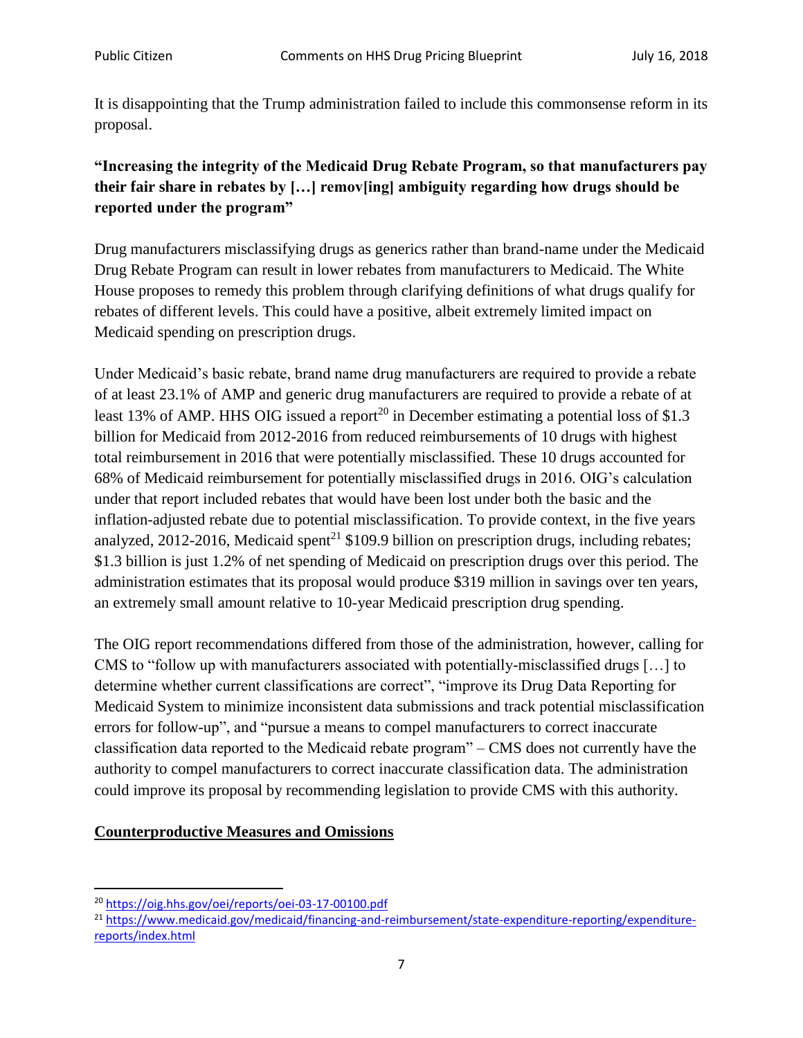It is disappointing that the Trump administration failed to include this commonsense reform in its proposal.

**"Increasing the integrity of the Medicaid Drug Rebate Program, so that manufacturers pay their fair share in rebates by […] remov[ing] ambiguity regarding how drugs should be reported under the program"**

Drug manufacturers misclassifying drugs as generics rather than brand-name under the Medicaid Drug Rebate Program can result in lower rebates from manufacturers to Medicaid. The White House proposes to remedy this problem through clarifying definitions of what drugs qualify for rebates of different levels. This could have a positive, albeit extremely limited impact on Medicaid spending on prescription drugs.

Under Medicaid's basic rebate, brand name drug manufacturers are required to provide a rebate of at least 23.1% of AMP and generic drug manufacturers are required to provide a rebate of at least 13% of AMP. HHS OIG issued a report[20] in December estimating a potential loss of $1.3 billion for Medicaid from 2012-2016 from reduced reimbursements of 10 drugs with highest total reimbursement in 2016 that were potentially misclassified. These 10 drugs accounted for 68% of Medicaid reimbursement for potentially misclassified drugs in 2016. OIG's calculation under that report included rebates that would have been lost under both the basic and the inflation-adjusted rebate due to potential misclassification. To provide context, in the five years analyzed, 2012-2016, Medicaid spent[21] $109.9 billion on prescription drugs, including rebates; $1.3 billion is just 1.2% of net spending of Medicaid on prescription drugs over this period. The administration estimates that its proposal would produce $319 million in savings over ten years, an extremely small amount relative to 10-year Medicaid prescription drug spending.

The OIG report recommendations differed from those of the administration, however, calling for CMS to "follow up with manufacturers associated with potentially-misclassified drugs […] to determine whether current classifications are correct", "improve its Drug Data Reporting for Medicaid System to minimize inconsistent data submissions and track potential misclassification errors for follow-up", and "pursue a means to compel manufacturers to correct inaccurate classification data reported to the Medicaid rebate program" – CMS does not currently have the authority to compel manufacturers to correct inaccurate classification data. The administration could improve its proposal by recommending legislation to provide CMS with this authority.

## Counterproductive Measures and Omissions

---

[20] https://oig.hhs.gov/oei/reports/oei-03-17-00100.pdf

[21] https://www.medicaid.gov/medicaid/financing-and-reimbursement/state-expenditure-reporting/expenditure-reports/index.html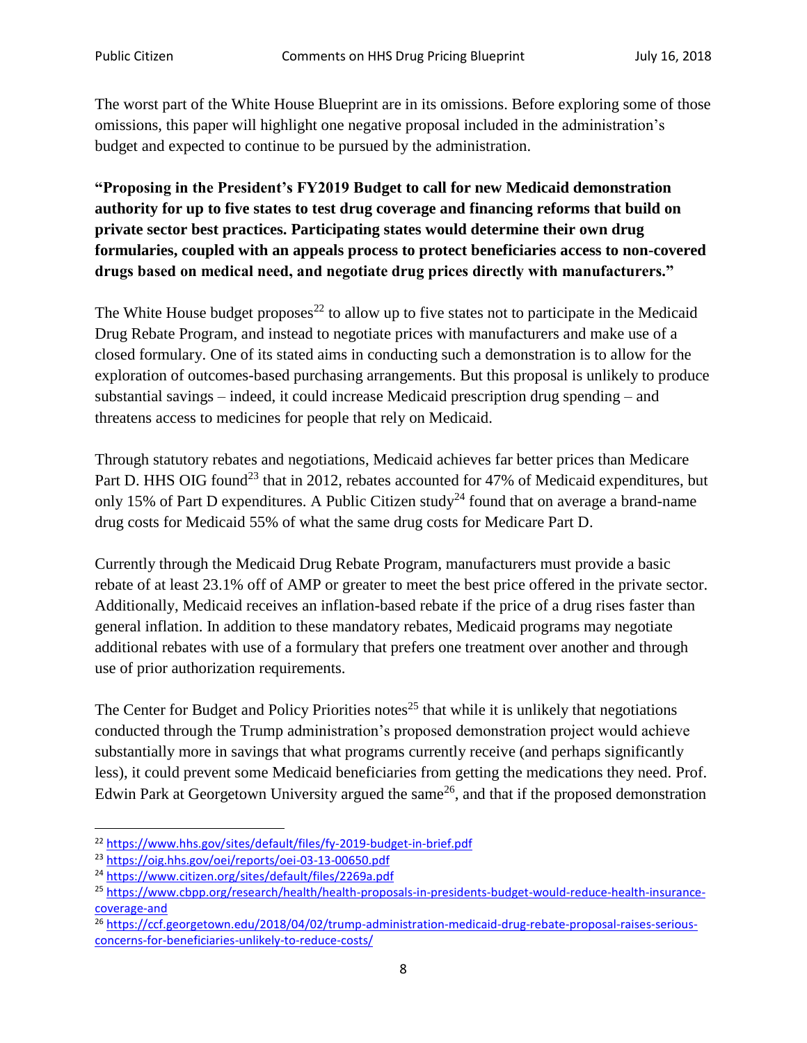The worst part of the White House Blueprint are in its omissions. Before exploring some of those omissions, this paper will highlight one negative proposal included in the administration's budget and expected to continue to be pursued by the administration.

**"Proposing in the President's FY2019 Budget to call for new Medicaid demonstration authority for up to five states to test drug coverage and financing reforms that build on private sector best practices. Participating states would determine their own drug formularies, coupled with an appeals process to protect beneficiaries access to non-covered drugs based on medical need, and negotiate drug prices directly with manufacturers."**

The White House budget proposes[22] to allow up to five states not to participate in the Medicaid Drug Rebate Program, and instead to negotiate prices with manufacturers and make use of a closed formulary. One of its stated aims in conducting such a demonstration is to allow for the exploration of outcomes-based purchasing arrangements. But this proposal is unlikely to produce substantial savings – indeed, it could increase Medicaid prescription drug spending – and threatens access to medicines for people that rely on Medicaid.

Through statutory rebates and negotiations, Medicaid achieves far better prices than Medicare Part D. HHS OIG found[23] that in 2012, rebates accounted for 47% of Medicaid expenditures, but only 15% of Part D expenditures. A Public Citizen study[24] found that on average a brand-name drug costs for Medicaid 55% of what the same drug costs for Medicare Part D.

Currently through the Medicaid Drug Rebate Program, manufacturers must provide a basic rebate of at least 23.1% off of AMP or greater to meet the best price offered in the private sector. Additionally, Medicaid receives an inflation-based rebate if the price of a drug rises faster than general inflation. In addition to these mandatory rebates, Medicaid programs may negotiate additional rebates with use of a formulary that prefers one treatment over another and through use of prior authorization requirements.

The Center for Budget and Policy Priorities notes[25] that while it is unlikely that negotiations conducted through the Trump administration's proposed demonstration project would achieve substantially more in savings that what programs currently receive (and perhaps significantly less), it could prevent some Medicaid beneficiaries from getting the medications they need. Prof. Edwin Park at Georgetown University argued the same[26], and that if the proposed demonstration

---

[22] https://www.hhs.gov/sites/default/files/fy-2019-budget-in-brief.pdf

[23] https://oig.hhs.gov/oei/reports/oei-03-13-00650.pdf

[24] https://www.citizen.org/sites/default/files/2269a.pdf

[25] https://www.cbpp.org/research/health/health-proposals-in-presidents-budget-would-reduce-health-insurance-coverage-and

[26] https://ccf.georgetown.edu/2018/04/02/trump-administration-medicaid-drug-rebate-proposal-raises-serious-concerns-for-beneficiaries-unlikely-to-reduce-costs/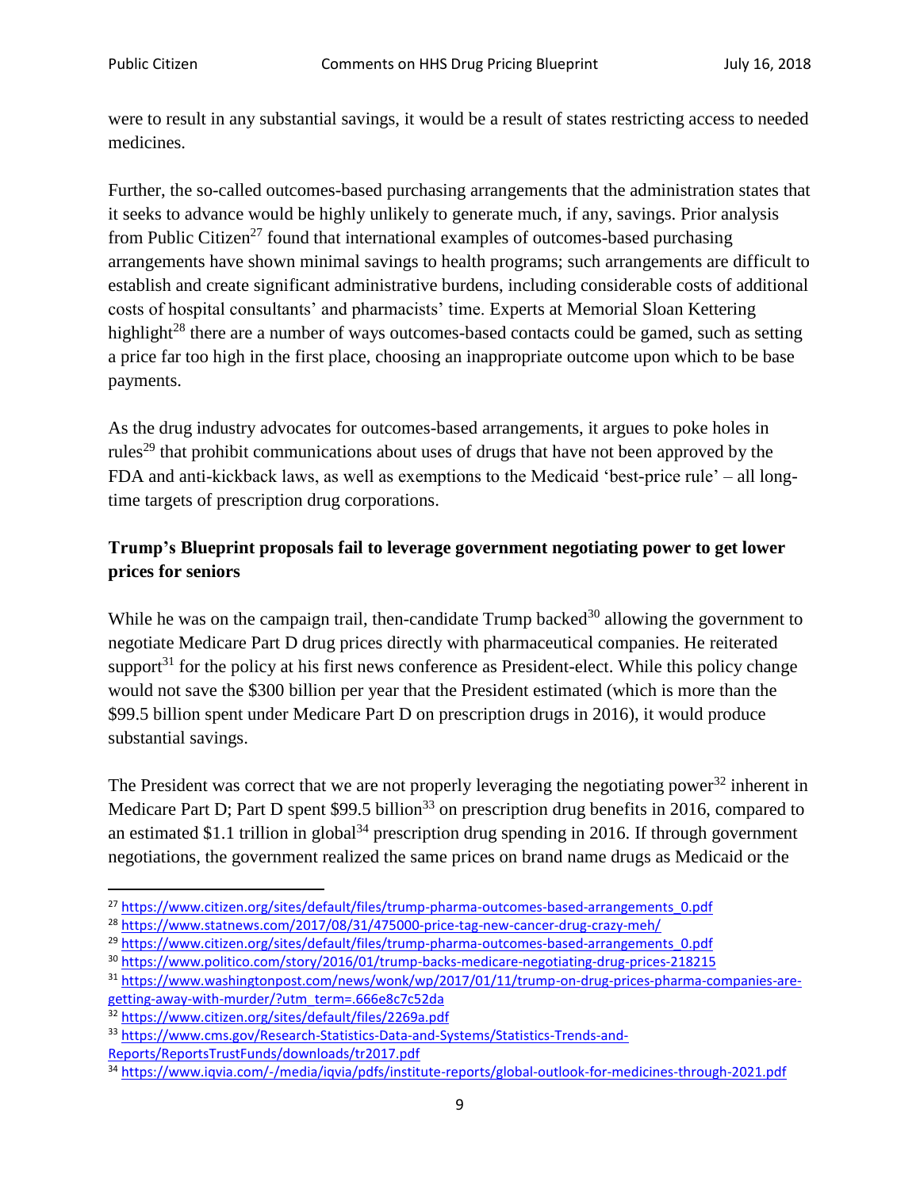were to result in any substantial savings, it would be a result of states restricting access to needed medicines.

Further, the so-called outcomes-based purchasing arrangements that the administration states that it seeks to advance would be highly unlikely to generate much, if any, savings. Prior analysis from Public Citizen[27] found that international examples of outcomes-based purchasing arrangements have shown minimal savings to health programs; such arrangements are difficult to establish and create significant administrative burdens, including considerable costs of additional costs of hospital consultants' and pharmacists' time. Experts at Memorial Sloan Kettering highlight[28] there are a number of ways outcomes-based contacts could be gamed, such as setting a price far too high in the first place, choosing an inappropriate outcome upon which to be base payments.

As the drug industry advocates for outcomes-based arrangements, it argues to poke holes in rules[29] that prohibit communications about uses of drugs that have not been approved by the FDA and anti-kickback laws, as well as exemptions to the Medicaid 'best-price rule' – all long-time targets of prescription drug corporations.

**Trump's Blueprint proposals fail to leverage government negotiating power to get lower prices for seniors**

While he was on the campaign trail, then-candidate Trump backed[30] allowing the government to negotiate Medicare Part D drug prices directly with pharmaceutical companies. He reiterated support[31] for the policy at his first news conference as President-elect. While this policy change would not save the $300 billion per year that the President estimated (which is more than the $99.5 billion spent under Medicare Part D on prescription drugs in 2016), it would produce substantial savings.

The President was correct that we are not properly leveraging the negotiating power[32] inherent in Medicare Part D; Part D spent $99.5 billion[33] on prescription drug benefits in 2016, compared to an estimated $1.1 trillion in global[34] prescription drug spending in 2016. If through government negotiations, the government realized the same prices on brand name drugs as Medicaid or the

---

[27] https://www.citizen.org/sites/default/files/trump-pharma-outcomes-based-arrangements_0.pdf
[28] https://www.statnews.com/2017/08/31/475000-price-tag-new-cancer-drug-crazy-meh/
[29] https://www.citizen.org/sites/default/files/trump-pharma-outcomes-based-arrangements_0.pdf
[30] https://www.politico.com/story/2016/01/trump-backs-medicare-negotiating-drug-prices-218215
[31] https://www.washingtonpost.com/news/wonk/wp/2017/01/11/trump-on-drug-prices-pharma-companies-are-getting-away-with-murder/?utm_term=.666e8c7c52da
[32] https://www.citizen.org/sites/default/files/2269a.pdf
[33] https://www.cms.gov/Research-Statistics-Data-and-Systems/Statistics-Trends-and-Reports/ReportsTrustFunds/downloads/tr2017.pdf
[34] https://www.iqvia.com/-/media/iqvia/pdfs/institute-reports/global-outlook-for-medicines-through-2021.pdf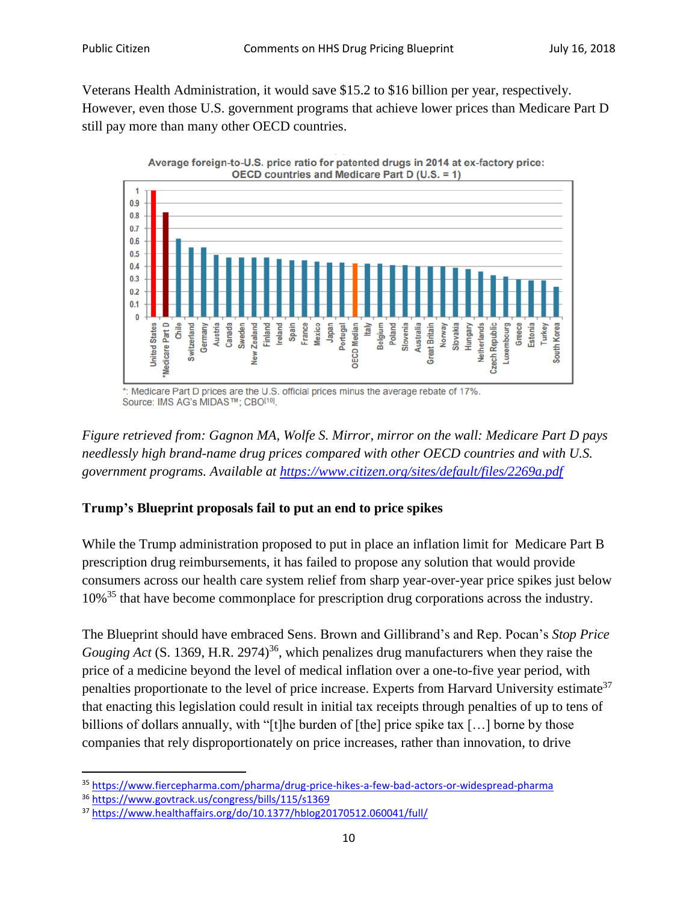Veterans Health Administration, it would save $15.2 to $16 billion per year, respectively. However, even those U.S. government programs that achieve lower prices than Medicare Part D still pay more than many other OECD countries.

Average foreign-to-U.S. price ratio for patented drugs in 2014 at ex-factory price: OECD countries and Medicare Part D (U.S. = 1)

*: Medicare Part D prices are the U.S. official prices minus the average rebate of 17%.
Source: IMS AG's MIDAS™; CBO[10].

*Figure retrieved from: Gagnon MA, Wolfe S. Mirror, mirror on the wall: Medicare Part D pays needlessly high brand-name drug prices compared with other OECD countries and with U.S. government programs. Available at https://www.citizen.org/sites/default/files/2269a.pdf*

**Trump's Blueprint proposals fail to put an end to price spikes**

While the Trump administration proposed to put in place an inflation limit for Medicare Part B prescription drug reimbursements, it has failed to propose any solution that would provide consumers across our health care system relief from sharp year-over-year price spikes just below 10%[35] that have become commonplace for prescription drug corporations across the industry.

The Blueprint should have embraced Sens. Brown and Gillibrand's and Rep. Pocan's *Stop Price Gouging Act* (S. 1369, H.R. 2974)[36], which penalizes drug manufacturers when they raise the price of a medicine beyond the level of medical inflation over a one-to-five year period, with penalties proportionate to the level of price increase. Experts from Harvard University estimate[37] that enacting this legislation could result in initial tax receipts through penalties of up to tens of billions of dollars annually, with "[t]he burden of [the] price spike tax […] borne by those companies that rely disproportionately on price increases, rather than innovation, to drive

---

[35] https://www.fiercepharma.com/pharma/drug-price-hikes-a-few-bad-actors-or-widespread-pharma

[36] https://www.govtrack.us/congress/bills/115/s1369

[37] https://www.healthaffairs.org/do/10.1377/hblog20170512.060041/full/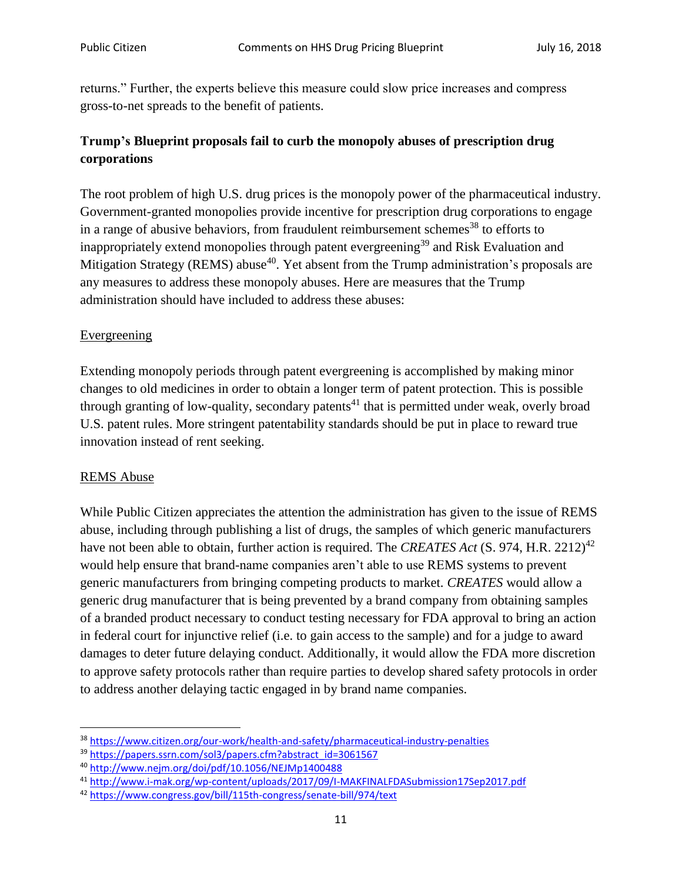returns." Further, the experts believe this measure could slow price increases and compress gross-to-net spreads to the benefit of patients.

**Trump's Blueprint proposals fail to curb the monopoly abuses of prescription drug corporations**

The root problem of high U.S. drug prices is the monopoly power of the pharmaceutical industry. Government-granted monopolies provide incentive for prescription drug corporations to engage in a range of abusive behaviors, from fraudulent reimbursement schemes[38] to efforts to inappropriately extend monopolies through patent evergreening[39] and Risk Evaluation and Mitigation Strategy (REMS) abuse[40]. Yet absent from the Trump administration's proposals are any measures to address these monopoly abuses. Here are measures that the Trump administration should have included to address these abuses:

<u>Evergreening</u>

Extending monopoly periods through patent evergreening is accomplished by making minor changes to old medicines in order to obtain a longer term of patent protection. This is possible through granting of low-quality, secondary patents[41] that is permitted under weak, overly broad U.S. patent rules. More stringent patentability standards should be put in place to reward true innovation instead of rent seeking.

<u>REMS Abuse</u>

While Public Citizen appreciates the attention the administration has given to the issue of REMS abuse, including through publishing a list of drugs, the samples of which generic manufacturers have not been able to obtain, further action is required. The *CREATES Act* (S. 974, H.R. 2212)[42] would help ensure that brand-name companies aren't able to use REMS systems to prevent generic manufacturers from bringing competing products to market. *CREATES* would allow a generic drug manufacturer that is being prevented by a brand company from obtaining samples of a branded product necessary to conduct testing necessary for FDA approval to bring an action in federal court for injunctive relief (i.e. to gain access to the sample) and for a judge to award damages to deter future delaying conduct. Additionally, it would allow the FDA more discretion to approve safety protocols rather than require parties to develop shared safety protocols in order to address another delaying tactic engaged in by brand name companies.

---

[38] https://www.citizen.org/our-work/health-and-safety/pharmaceutical-industry-penalties

[39] https://papers.ssrn.com/sol3/papers.cfm?abstract_id=3061567

[40] http://www.nejm.org/doi/pdf/10.1056/NEJMp1400488

[41] http://www.i-mak.org/wp-content/uploads/2017/09/I-MAKFINALFDASubmission17Sep2017.pdf

[42] https://www.congress.gov/bill/115th-congress/senate-bill/974/text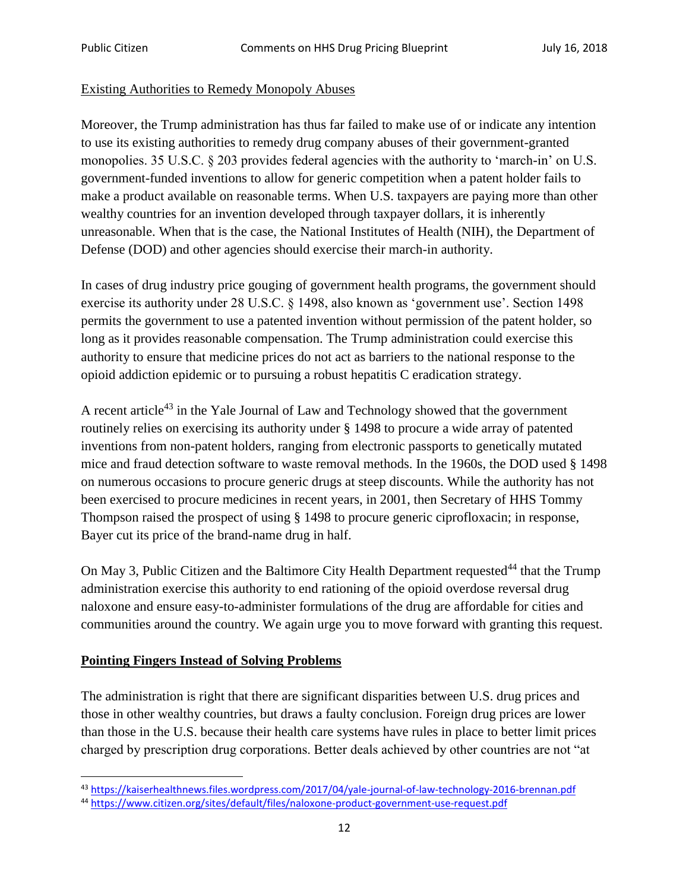Existing Authorities to Remedy Monopoly Abuses

Moreover, the Trump administration has thus far failed to make use of or indicate any intention to use its existing authorities to remedy drug company abuses of their government-granted monopolies. 35 U.S.C. § 203 provides federal agencies with the authority to 'march-in' on U.S. government-funded inventions to allow for generic competition when a patent holder fails to make a product available on reasonable terms. When U.S. taxpayers are paying more than other wealthy countries for an invention developed through taxpayer dollars, it is inherently unreasonable. When that is the case, the National Institutes of Health (NIH), the Department of Defense (DOD) and other agencies should exercise their march-in authority.

In cases of drug industry price gouging of government health programs, the government should exercise its authority under 28 U.S.C. § 1498, also known as 'government use'. Section 1498 permits the government to use a patented invention without permission of the patent holder, so long as it provides reasonable compensation. The Trump administration could exercise this authority to ensure that medicine prices do not act as barriers to the national response to the opioid addiction epidemic or to pursuing a robust hepatitis C eradication strategy.

A recent article[43] in the Yale Journal of Law and Technology showed that the government routinely relies on exercising its authority under § 1498 to procure a wide array of patented inventions from non-patent holders, ranging from electronic passports to genetically mutated mice and fraud detection software to waste removal methods. In the 1960s, the DOD used § 1498 on numerous occasions to procure generic drugs at steep discounts. While the authority has not been exercised to procure medicines in recent years, in 2001, then Secretary of HHS Tommy Thompson raised the prospect of using § 1498 to procure generic ciprofloxacin; in response, Bayer cut its price of the brand-name drug in half.

On May 3, Public Citizen and the Baltimore City Health Department requested[44] that the Trump administration exercise this authority to end rationing of the opioid overdose reversal drug naloxone and ensure easy-to-administer formulations of the drug are affordable for cities and communities around the country. We again urge you to move forward with granting this request.

## Pointing Fingers Instead of Solving Problems

The administration is right that there are significant disparities between U.S. drug prices and those in other wealthy countries, but draws a faulty conclusion. Foreign drug prices are lower than those in the U.S. because their health care systems have rules in place to better limit prices charged by prescription drug corporations. Better deals achieved by other countries are not "at

---

[43] https://kaiserhealthnews.files.wordpress.com/2017/04/yale-journal-of-law-technology-2016-brennan.pdf

[44] https://www.citizen.org/sites/default/files/naloxone-product-government-use-request.pdf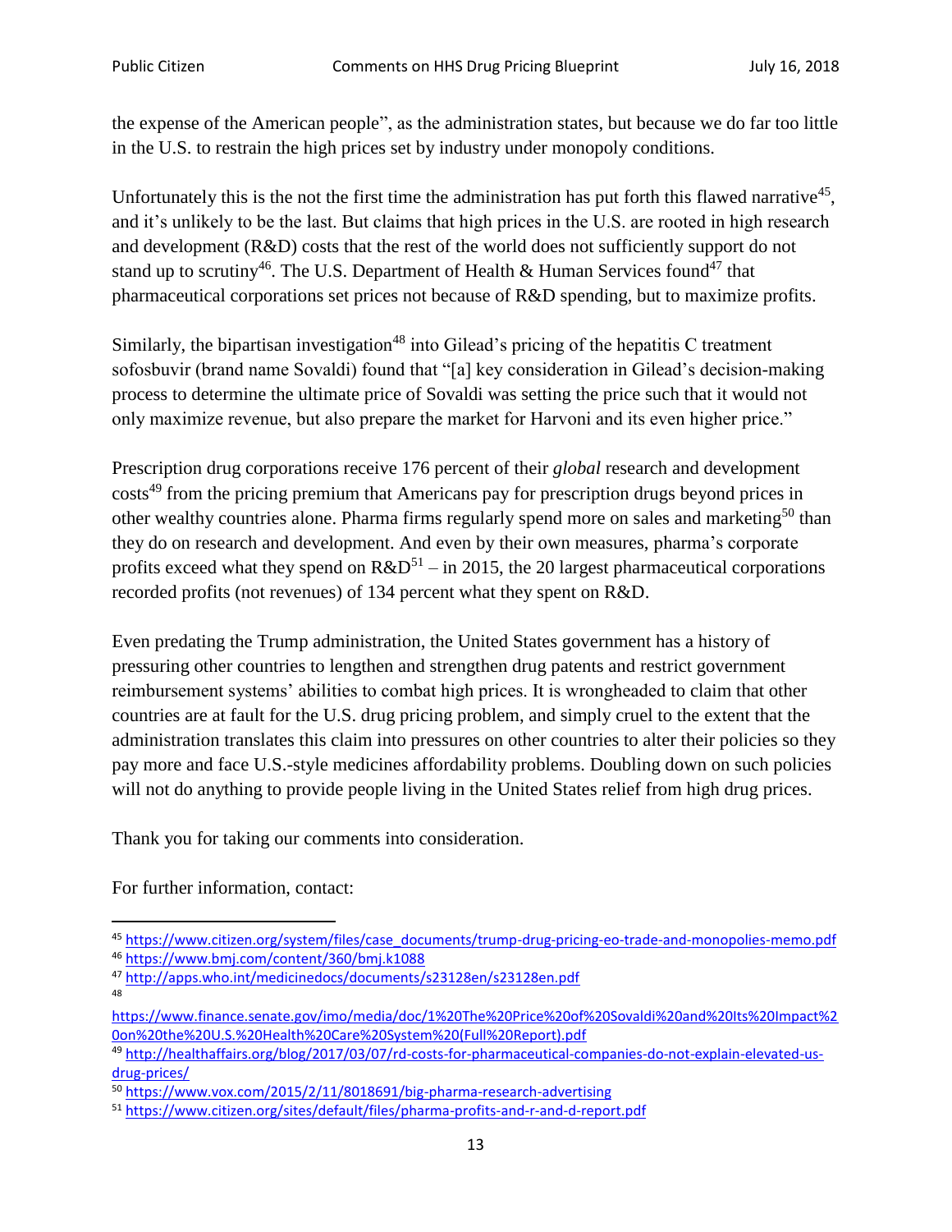the expense of the American people", as the administration states, but because we do far too little in the U.S. to restrain the high prices set by industry under monopoly conditions.

Unfortunately this is the not the first time the administration has put forth this flawed narrative[45], and it's unlikely to be the last. But claims that high prices in the U.S. are rooted in high research and development (R&D) costs that the rest of the world does not sufficiently support do not stand up to scrutiny[46]. The U.S. Department of Health & Human Services found[47] that pharmaceutical corporations set prices not because of R&D spending, but to maximize profits.

Similarly, the bipartisan investigation[48] into Gilead's pricing of the hepatitis C treatment sofosbuvir (brand name Sovaldi) found that "[a] key consideration in Gilead's decision-making process to determine the ultimate price of Sovaldi was setting the price such that it would not only maximize revenue, but also prepare the market for Harvoni and its even higher price."

Prescription drug corporations receive 176 percent of their *global* research and development costs[49] from the pricing premium that Americans pay for prescription drugs beyond prices in other wealthy countries alone. Pharma firms regularly spend more on sales and marketing[50] than they do on research and development. And even by their own measures, pharma's corporate profits exceed what they spend on R&D[51] – in 2015, the 20 largest pharmaceutical corporations recorded profits (not revenues) of 134 percent what they spent on R&D.

Even predating the Trump administration, the United States government has a history of pressuring other countries to lengthen and strengthen drug patents and restrict government reimbursement systems' abilities to combat high prices. It is wrongheaded to claim that other countries are at fault for the U.S. drug pricing problem, and simply cruel to the extent that the administration translates this claim into pressures on other countries to alter their policies so they pay more and face U.S.-style medicines affordability problems. Doubling down on such policies will not do anything to provide people living in the United States relief from high drug prices.

Thank you for taking our comments into consideration.

For further information, contact:

---

[45] https://www.citizen.org/system/files/case_documents/trump-drug-pricing-eo-trade-and-monopolies-memo.pdf

[46] https://www.bmj.com/content/360/bmj.k1088

[47] http://apps.who.int/medicinedocs/documents/s23128en/s23128en.pdf

[48] https://www.finance.senate.gov/imo/media/doc/1%20The%20Price%20of%20Sovaldi%20and%20Its%20Impact%20on%20the%20U.S.%20Health%20Care%20System%20(Full%20Report).pdf

[49] http://healthaffairs.org/blog/2017/03/07/rd-costs-for-pharmaceutical-companies-do-not-explain-elevated-us-drug-prices/

[50] https://www.vox.com/2015/2/11/8018691/big-pharma-research-advertising

[51] https://www.citizen.org/sites/default/files/pharma-profits-and-r-and-d-report.pdf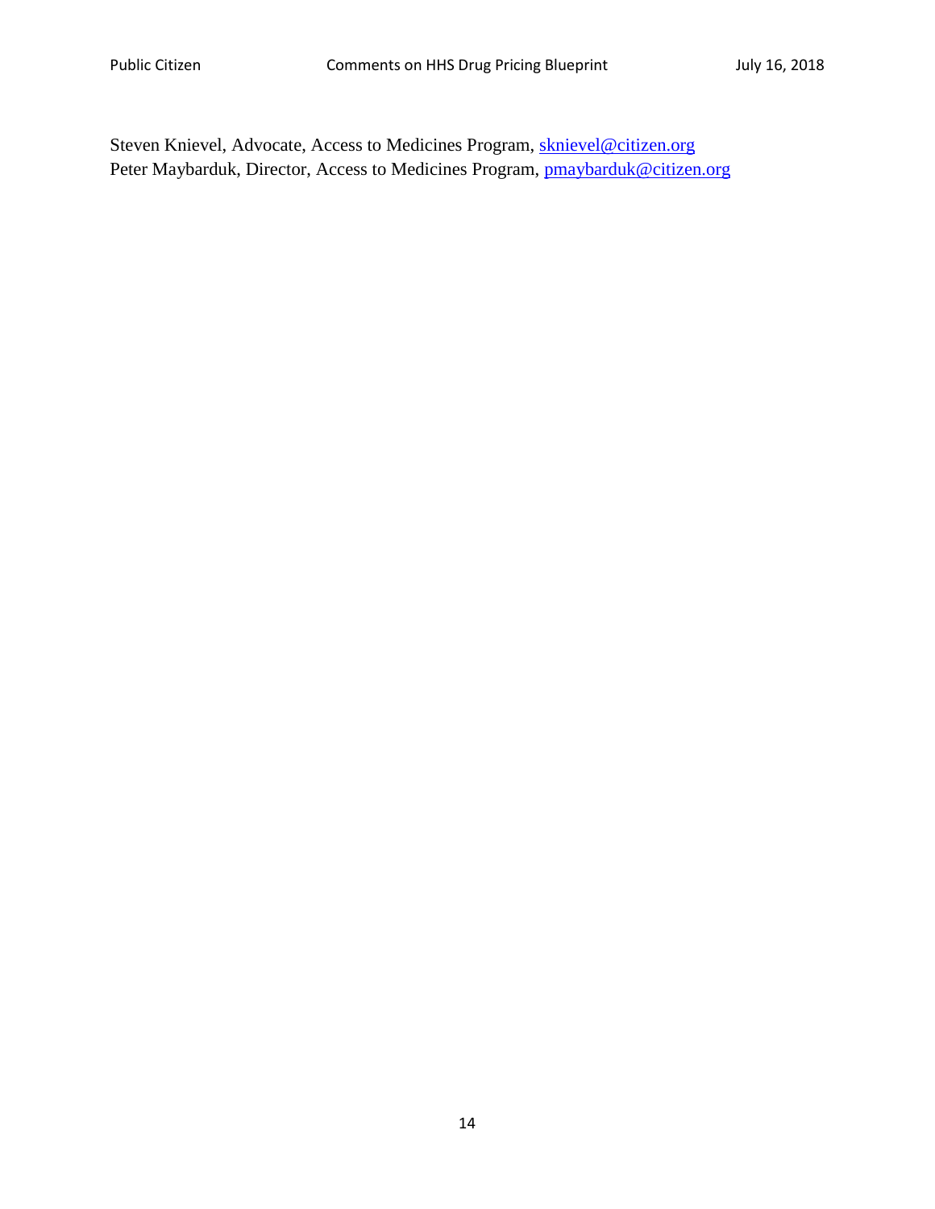Steven Knievel, Advocate, Access to Medicines Program, [sknievel@citizen.org](mailto:sknievel@citizen.org)
Peter Maybarduk, Director, Access to Medicines Program, [pmaybarduk@citizen.org](mailto:pmaybarduk@citizen.org)